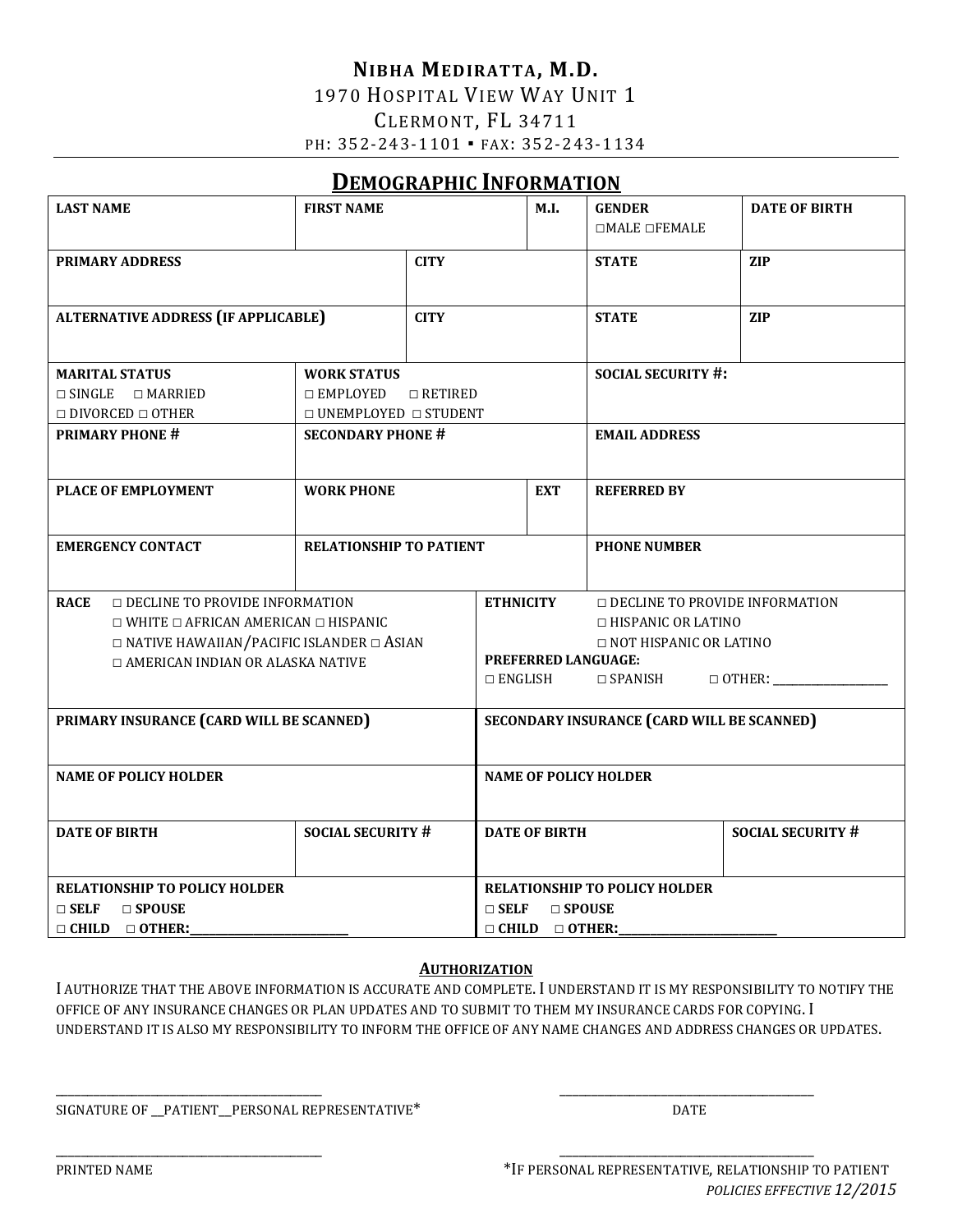# Nibha Mediratta, M.D.

1970 Hospital View Way Unit 1
Clermont, FL 34711
PH: 352-243-1101 ▪ FAX: 352-243-1134

## Demographic Information

| **LAST NAME** | **FIRST NAME** | **M.I.** | **GENDER** ☐MALE ☐FEMALE | **DATE OF BIRTH** |
|---|---|---|---|---|
| **PRIMARY ADDRESS** | **CITY** | | **STATE** | **ZIP** |
| **ALTERNATIVE ADDRESS (IF APPLICABLE)** | **CITY** | | **STATE** | **ZIP** |
| **MARITAL STATUS** ☐ SINGLE ☐ MARRIED ☐ DIVORCED ☐ OTHER | **WORK STATUS** ☐ EMPLOYED ☐ RETIRED ☐ UNEMPLOYED ☐ STUDENT | | **SOCIAL SECURITY #:** | |
| **PRIMARY PHONE #** | **SECONDARY PHONE #** | | **EMAIL ADDRESS** | |
| **PLACE OF EMPLOYMENT** | **WORK PHONE** | **EXT** | **REFERRED BY** | |
| **EMERGENCY CONTACT** | **RELATIONSHIP TO PATIENT** | | **PHONE NUMBER** | |

| | | | |
|---|---|---|---|
| **RACE** ☐ DECLINE TO PROVIDE INFORMATION ☐ WHITE ☐ AFRICAN AMERICAN ☐ HISPANIC ☐ NATIVE HAWAIIAN/PACIFIC ISLANDER ☐ ASIAN ☐ AMERICAN INDIAN OR ALASKA NATIVE | | **ETHNICITY** ☐ DECLINE TO PROVIDE INFORMATION ☐ HISPANIC OR LATINO ☐ NOT HISPANIC OR LATINO **PREFERRED LANGUAGE:** ☐ ENGLISH ☐ SPANISH ☐ OTHER: ___________ | |
| **PRIMARY INSURANCE (CARD WILL BE SCANNED)** | | **SECONDARY INSURANCE (CARD WILL BE SCANNED)** | |
| **NAME OF POLICY HOLDER** | | **NAME OF POLICY HOLDER** | |
| **DATE OF BIRTH** | **SOCIAL SECURITY #** | **DATE OF BIRTH** | **SOCIAL SECURITY #** |
| **RELATIONSHIP TO POLICY HOLDER** ☐ **SELF** ☐ **SPOUSE** ☐ **CHILD** ☐ **OTHER:**___________ | | **RELATIONSHIP TO POLICY HOLDER** ☐ **SELF** ☐ **SPOUSE** ☐ **CHILD** ☐ **OTHER:**___________ | |

### Authorization

I AUTHORIZE THAT THE ABOVE INFORMATION IS ACCURATE AND COMPLETE. I UNDERSTAND IT IS MY RESPONSIBILITY TO NOTIFY THE OFFICE OF ANY INSURANCE CHANGES OR PLAN UPDATES AND TO SUBMIT TO THEM MY INSURANCE CARDS FOR COPYING. I UNDERSTAND IT IS ALSO MY RESPONSIBILITY TO INFORM THE OFFICE OF ANY NAME CHANGES AND ADDRESS CHANGES OR UPDATES.

_______________________________________ _______________________________________

SIGNATURE OF __PATIENT__PERSONAL REPRESENTATIVE* DATE

_______________________________________ _______________________________________

PRINTED NAME *IF PERSONAL REPRESENTATIVE, RELATIONSHIP TO PATIENT

*POLICIES EFFECTIVE 12/2015*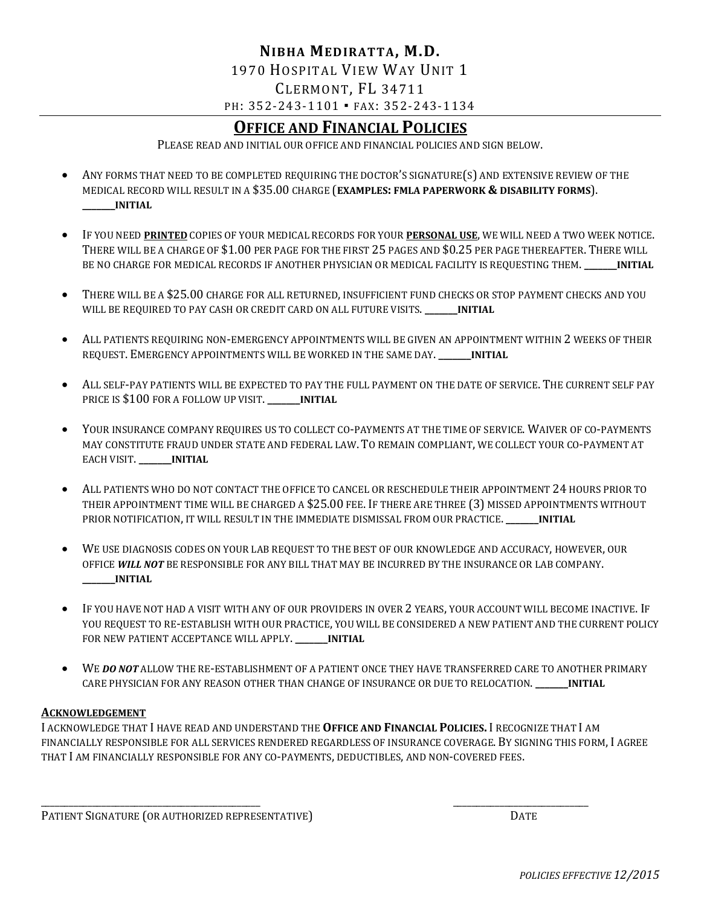# NIBHA MEDIRATTA, M.D.

1970 HOSPITAL VIEW WAY UNIT 1
CLERMONT, FL 34711
PH: 352-243-1101 ▪ FAX: 352-243-1134

## OFFICE AND FINANCIAL POLICIES

PLEASE READ AND INITIAL OUR OFFICE AND FINANCIAL POLICIES AND SIGN BELOW.

- ANY FORMS THAT NEED TO BE COMPLETED REQUIRING THE DOCTOR'S SIGNATURE(S) AND EXTENSIVE REVIEW OF THE MEDICAL RECORD WILL RESULT IN A $35.00 CHARGE (**EXAMPLES: FMLA PAPERWORK & DISABILITY FORMS**). **_______INITIAL**

- IF YOU NEED **PRINTED** COPIES OF YOUR MEDICAL RECORDS FOR YOUR **PERSONAL USE**, WE WILL NEED A TWO WEEK NOTICE. THERE WILL BE A CHARGE OF $1.00 PER PAGE FOR THE FIRST 25 PAGES AND $0.25 PER PAGE THEREAFTER. THERE WILL BE NO CHARGE FOR MEDICAL RECORDS IF ANOTHER PHYSICIAN OR MEDICAL FACILITY IS REQUESTING THEM. **_______INITIAL**

- THERE WILL BE A $25.00 CHARGE FOR ALL RETURNED, INSUFFICIENT FUND CHECKS OR STOP PAYMENT CHECKS AND YOU WILL BE REQUIRED TO PAY CASH OR CREDIT CARD ON ALL FUTURE VISITS. **_______INITIAL**

- ALL PATIENTS REQUIRING NON-EMERGENCY APPOINTMENTS WILL BE GIVEN AN APPOINTMENT WITHIN 2 WEEKS OF THEIR REQUEST. EMERGENCY APPOINTMENTS WILL BE WORKED IN THE SAME DAY. **_______INITIAL**

- ALL SELF-PAY PATIENTS WILL BE EXPECTED TO PAY THE FULL PAYMENT ON THE DATE OF SERVICE. THE CURRENT SELF PAY PRICE IS $100 FOR A FOLLOW UP VISIT. **_______INITIAL**

- YOUR INSURANCE COMPANY REQUIRES US TO COLLECT CO-PAYMENTS AT THE TIME OF SERVICE. WAIVER OF CO-PAYMENTS MAY CONSTITUTE FRAUD UNDER STATE AND FEDERAL LAW. TO REMAIN COMPLIANT, WE COLLECT YOUR CO-PAYMENT AT EACH VISIT. **_______INITIAL**

- ALL PATIENTS WHO DO NOT CONTACT THE OFFICE TO CANCEL OR RESCHEDULE THEIR APPOINTMENT 24 HOURS PRIOR TO THEIR APPOINTMENT TIME WILL BE CHARGED A $25.00 FEE. IF THERE ARE THREE (3) MISSED APPOINTMENTS WITHOUT PRIOR NOTIFICATION, IT WILL RESULT IN THE IMMEDIATE DISMISSAL FROM OUR PRACTICE. **_______INITIAL**

- WE USE DIAGNOSIS CODES ON YOUR LAB REQUEST TO THE BEST OF OUR KNOWLEDGE AND ACCURACY, HOWEVER, OUR OFFICE ***WILL NOT*** BE RESPONSIBLE FOR ANY BILL THAT MAY BE INCURRED BY THE INSURANCE OR LAB COMPANY. **_______INITIAL**

- IF YOU HAVE NOT HAD A VISIT WITH ANY OF OUR PROVIDERS IN OVER 2 YEARS, YOUR ACCOUNT WILL BECOME INACTIVE. IF YOU REQUEST TO RE-ESTABLISH WITH OUR PRACTICE, YOU WILL BE CONSIDERED A NEW PATIENT AND THE CURRENT POLICY FOR NEW PATIENT ACCEPTANCE WILL APPLY. **_______INITIAL**

- WE ***DO NOT*** ALLOW THE RE-ESTABLISHMENT OF A PATIENT ONCE THEY HAVE TRANSFERRED CARE TO ANOTHER PRIMARY CARE PHYSICIAN FOR ANY REASON OTHER THAN CHANGE OF INSURANCE OR DUE TO RELOCATION. **_______INITIAL**

**ACKNOWLEDGEMENT**

I ACKNOWLEDGE THAT I HAVE READ AND UNDERSTAND THE **OFFICE AND FINANCIAL POLICIES.** I RECOGNIZE THAT I AM FINANCIALLY RESPONSIBLE FOR ALL SERVICES RENDERED REGARDLESS OF INSURANCE COVERAGE. BY SIGNING THIS FORM, I AGREE THAT I AM FINANCIALLY RESPONSIBLE FOR ANY CO-PAYMENTS, DEDUCTIBLES, AND NON-COVERED FEES.

_____________________________________________ ____________________________

PATIENT SIGNATURE (OR AUTHORIZED REPRESENTATIVE) DATE

*POLICIES EFFECTIVE 12/2015*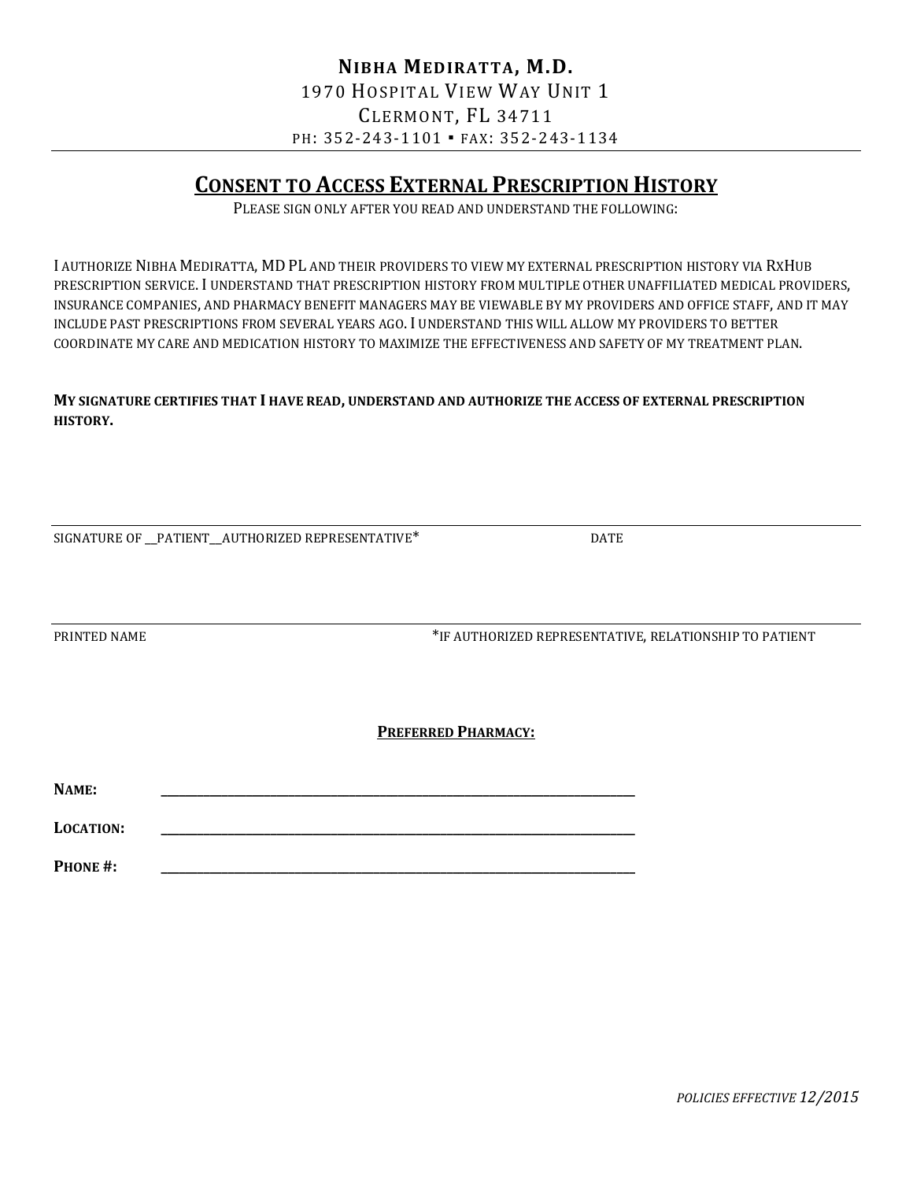**NIBHA MEDIRATTA, M.D.**
1970 HOSPITAL VIEW WAY UNIT 1
CLERMONT, FL 34711
PH: 352-243-1101 ▪ FAX: 352-243-1134

## CONSENT TO ACCESS EXTERNAL PRESCRIPTION HISTORY

PLEASE SIGN ONLY AFTER YOU READ AND UNDERSTAND THE FOLLOWING:

I AUTHORIZE NIBHA MEDIRATTA, MD PL AND THEIR PROVIDERS TO VIEW MY EXTERNAL PRESCRIPTION HISTORY VIA RXHUB PRESCRIPTION SERVICE. I UNDERSTAND THAT PRESCRIPTION HISTORY FROM MULTIPLE OTHER UNAFFILIATED MEDICAL PROVIDERS, INSURANCE COMPANIES, AND PHARMACY BENEFIT MANAGERS MAY BE VIEWABLE BY MY PROVIDERS AND OFFICE STAFF, AND IT MAY INCLUDE PAST PRESCRIPTIONS FROM SEVERAL YEARS AGO. I UNDERSTAND THIS WILL ALLOW MY PROVIDERS TO BETTER COORDINATE MY CARE AND MEDICATION HISTORY TO MAXIMIZE THE EFFECTIVENESS AND SAFETY OF MY TREATMENT PLAN.

**MY SIGNATURE CERTIFIES THAT I HAVE READ, UNDERSTAND AND AUTHORIZE THE ACCESS OF EXTERNAL PRESCRIPTION HISTORY.**

_______________________________________________________________________________

SIGNATURE OF __PATIENT__AUTHORIZED REPRESENTATIVE* DATE

_______________________________________________________________________________

PRINTED NAME *IF AUTHORIZED REPRESENTATIVE, RELATIONSHIP TO PATIENT

**PREFERRED PHARMACY:**

**NAME:** ________________________________________________________________

**LOCATION:** ________________________________________________________________

**PHONE #:** ________________________________________________________________

*POLICIES EFFECTIVE 12/2015*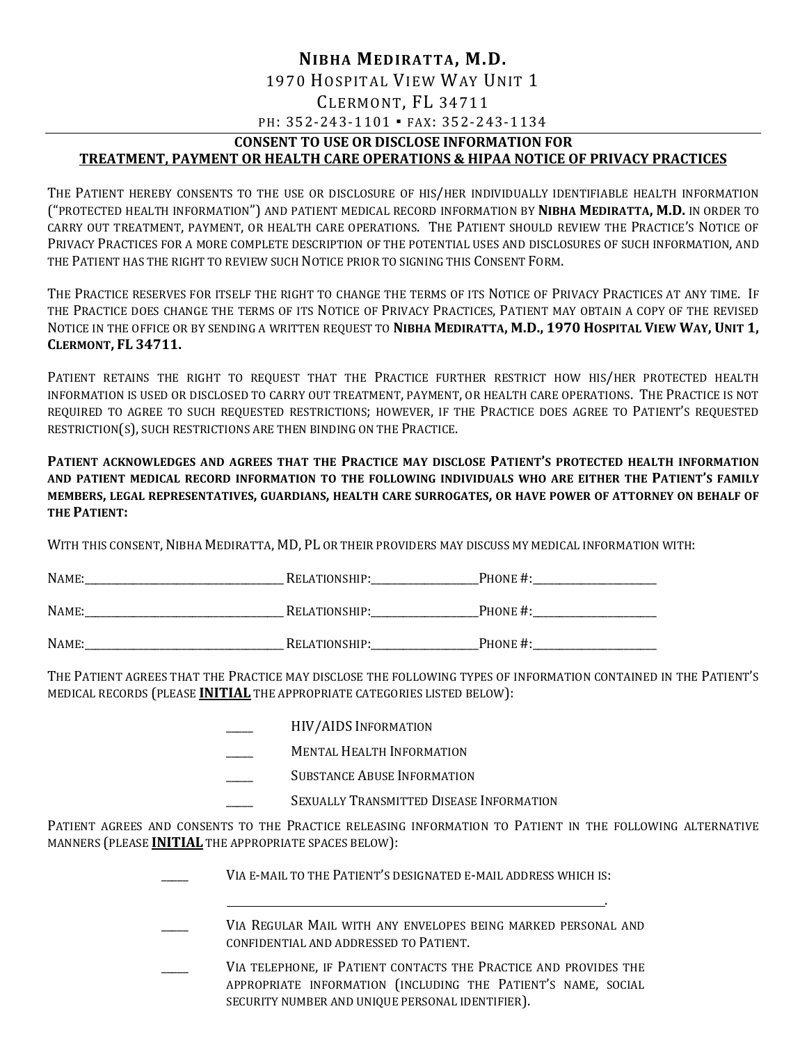# NIBHA MEDIRATTA, M.D.

1970 HOSPITAL VIEW WAY UNIT 1

CLERMONT, FL 34711

PH: 352-243-1101 ▪ FAX: 352-243-1134

## CONSENT TO USE OR DISCLOSE INFORMATION FOR TREATMENT, PAYMENT OR HEALTH CARE OPERATIONS & HIPAA NOTICE OF PRIVACY PRACTICES

THE PATIENT HEREBY CONSENTS TO THE USE OR DISCLOSURE OF HIS/HER INDIVIDUALLY IDENTIFIABLE HEALTH INFORMATION ("PROTECTED HEALTH INFORMATION") AND PATIENT MEDICAL RECORD INFORMATION BY **NIBHA MEDIRATTA, M.D.** IN ORDER TO CARRY OUT TREATMENT, PAYMENT, OR HEALTH CARE OPERATIONS. THE PATIENT SHOULD REVIEW THE PRACTICE'S NOTICE OF PRIVACY PRACTICES FOR A MORE COMPLETE DESCRIPTION OF THE POTENTIAL USES AND DISCLOSURES OF SUCH INFORMATION, AND THE PATIENT HAS THE RIGHT TO REVIEW SUCH NOTICE PRIOR TO SIGNING THIS CONSENT FORM.

THE PRACTICE RESERVES FOR ITSELF THE RIGHT TO CHANGE THE TERMS OF ITS NOTICE OF PRIVACY PRACTICES AT ANY TIME. IF THE PRACTICE DOES CHANGE THE TERMS OF ITS NOTICE OF PRIVACY PRACTICES, PATIENT MAY OBTAIN A COPY OF THE REVISED NOTICE IN THE OFFICE OR BY SENDING A WRITTEN REQUEST TO **NIBHA MEDIRATTA, M.D., 1970 HOSPITAL VIEW WAY, UNIT 1, CLERMONT, FL 34711.**

PATIENT RETAINS THE RIGHT TO REQUEST THAT THE PRACTICE FURTHER RESTRICT HOW HIS/HER PROTECTED HEALTH INFORMATION IS USED OR DISCLOSED TO CARRY OUT TREATMENT, PAYMENT, OR HEALTH CARE OPERATIONS. THE PRACTICE IS NOT REQUIRED TO AGREE TO SUCH REQUESTED RESTRICTIONS; HOWEVER, IF THE PRACTICE DOES AGREE TO PATIENT'S REQUESTED RESTRICTION(S), SUCH RESTRICTIONS ARE THEN BINDING ON THE PRACTICE.

**PATIENT ACKNOWLEDGES AND AGREES THAT THE PRACTICE MAY DISCLOSE PATIENT'S PROTECTED HEALTH INFORMATION AND PATIENT MEDICAL RECORD INFORMATION TO THE FOLLOWING INDIVIDUALS WHO ARE EITHER THE PATIENT'S FAMILY MEMBERS, LEGAL REPRESENTATIVES, GUARDIANS, HEALTH CARE SURROGATES, OR HAVE POWER OF ATTORNEY ON BEHALF OF THE PATIENT:**

WITH THIS CONSENT, NIBHA MEDIRATTA, MD, PL OR THEIR PROVIDERS MAY DISCUSS MY MEDICAL INFORMATION WITH:

NAME:__________________________ RELATIONSHIP:______________PHONE #:________________

NAME:__________________________ RELATIONSHIP:______________PHONE #:________________

NAME:__________________________ RELATIONSHIP:______________PHONE #:________________

THE PATIENT AGREES THAT THE PRACTICE MAY DISCLOSE THE FOLLOWING TYPES OF INFORMATION CONTAINED IN THE PATIENT'S MEDICAL RECORDS (PLEASE **INITIAL** THE APPROPRIATE CATEGORIES LISTED BELOW):

____ HIV/AIDS INFORMATION

____ MENTAL HEALTH INFORMATION

____ SUBSTANCE ABUSE INFORMATION

____ SEXUALLY TRANSMITTED DISEASE INFORMATION

PATIENT AGREES AND CONSENTS TO THE PRACTICE RELEASING INFORMATION TO PATIENT IN THE FOLLOWING ALTERNATIVE MANNERS (PLEASE **INITIAL** THE APPROPRIATE SPACES BELOW):

____ VIA E-MAIL TO THE PATIENT'S DESIGNATED E-MAIL ADDRESS WHICH IS:

________________________________________________.

____ VIA REGULAR MAIL WITH ANY ENVELOPES BEING MARKED PERSONAL AND CONFIDENTIAL AND ADDRESSED TO PATIENT.

____ VIA TELEPHONE, IF PATIENT CONTACTS THE PRACTICE AND PROVIDES THE APPROPRIATE INFORMATION (INCLUDING THE PATIENT'S NAME, SOCIAL SECURITY NUMBER AND UNIQUE PERSONAL IDENTIFIER).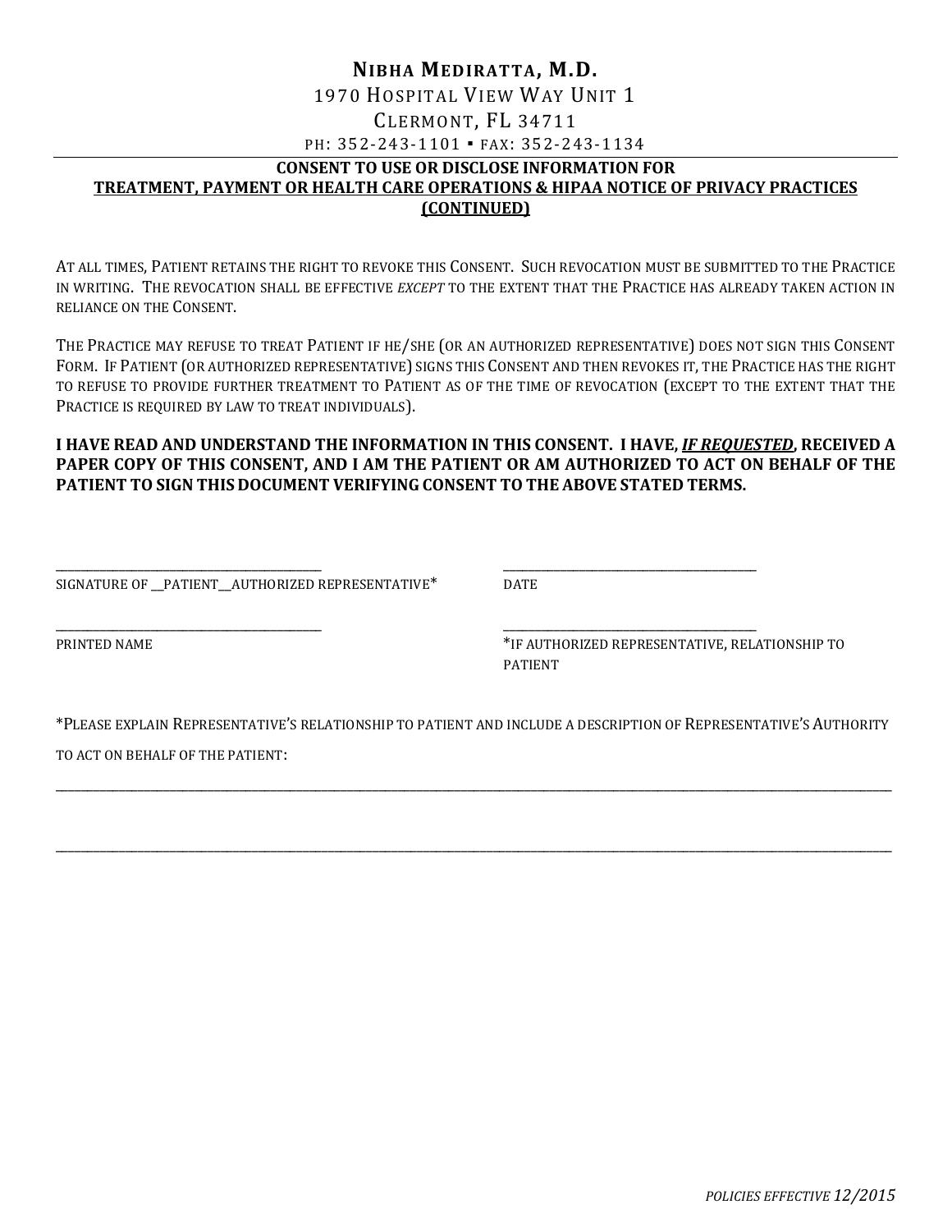# **Nibha Mediratta, M.D.**

1970 Hospital View Way Unit 1

Clermont, FL 34711

ph: 352-243-1101 ▪ fax: 352-243-1134

**CONSENT TO USE OR DISCLOSE INFORMATION FOR**
**TREATMENT, PAYMENT OR HEALTH CARE OPERATIONS & HIPAA NOTICE OF PRIVACY PRACTICES (CONTINUED)**

At all times, Patient retains the right to revoke this Consent. Such revocation must be submitted to the Practice in writing. The revocation shall be effective *except* to the extent that the Practice has already taken action in reliance on the Consent.

The Practice may refuse to treat Patient if he/she (or an authorized representative) does not sign this Consent Form. If Patient (or authorized representative) signs this Consent and then revokes it, the Practice has the right to refuse to provide further treatment to Patient as of the time of revocation (except to the extent that the Practice is required by law to treat individuals).

**I HAVE READ AND UNDERSTAND THE INFORMATION IN THIS CONSENT. I HAVE, *IF REQUESTED*, RECEIVED A PAPER COPY OF THIS CONSENT, AND I AM THE PATIENT OR AM AUTHORIZED TO ACT ON BEHALF OF THE PATIENT TO SIGN THIS DOCUMENT VERIFYING CONSENT TO THE ABOVE STATED TERMS.**

______________________________________ ______________________________________

SIGNATURE OF __PATIENT__AUTHORIZED REPRESENTATIVE* DATE

______________________________________ ______________________________________

PRINTED NAME *IF AUTHORIZED REPRESENTATIVE, RELATIONSHIP TO PATIENT

*Please explain Representative's relationship to patient and include a description of Representative's Authority to act on behalf of the patient:

________________________________________________________________________________

________________________________________________________________________________

*Policies effective 12/2015*